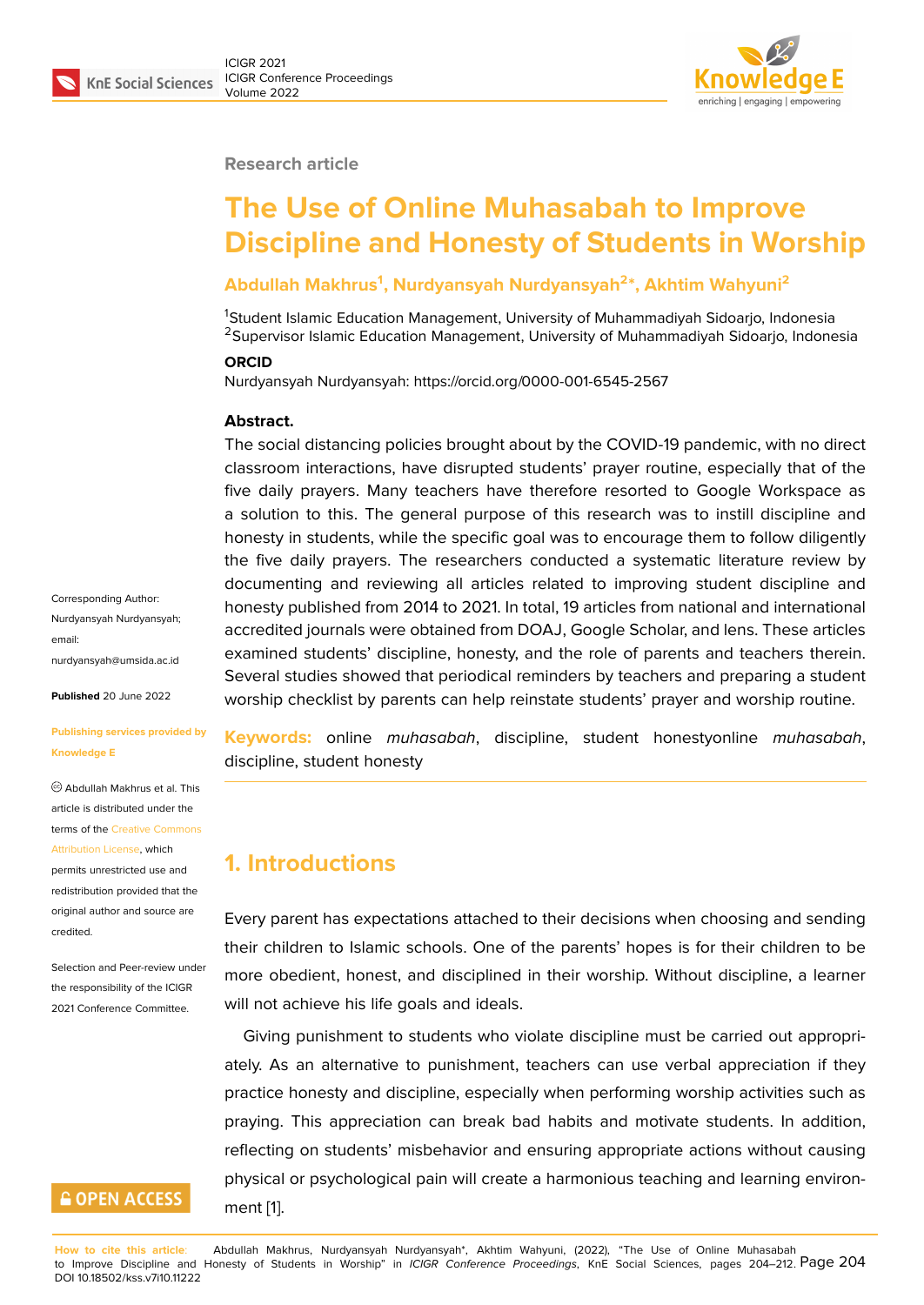Research article

# The Use of Online Muhasabah to Improve Discipline and Honesty of Students in Worship

**Abdullah Makhrus[1], Nurdyansyah Nurdyansyah[2]*, Akhtim Wahyuni[2]**

[1]Student Islamic Education Management, University of Muhammadiyah Sidoarjo, Indonesia
[2]Supervisor Islamic Education Management, University of Muhammadiyah Sidoarjo, Indonesia

**ORCID**

Nurdyansyah Nurdyansyah: https://orcid.org/0000-001-6545-2567

**Abstract.**

The social distancing policies brought about by the COVID-19 pandemic, with no direct classroom interactions, have disrupted students' prayer routine, especially that of the five daily prayers. Many teachers have therefore resorted to Google Workspace as a solution to this. The general purpose of this research was to instill discipline and honesty in students, while the specific goal was to encourage them to follow diligently the five daily prayers. The researchers conducted a systematic literature review by documenting and reviewing all articles related to improving student discipline and honesty published from 2014 to 2021. In total, 19 articles from national and international accredited journals were obtained from DOAJ, Google Scholar, and lens. These articles examined students' discipline, honesty, and the role of parents and teachers therein. Several studies showed that periodical reminders by teachers and preparing a student worship checklist by parents can help reinstate students' prayer and worship routine.

**Keywords:** online *muhasabah*, discipline, student honestyonline *muhasabah*, discipline, student honesty

Corresponding Author: Nurdyansyah Nurdyansyah; email: nurdyansyah@umsida.ac.id

**Published** 20 June 2022

**Publishing services provided by Knowledge E**

© Abdullah Makhrus et al. This article is distributed under the terms of the Creative Commons Attribution License, which permits unrestricted use and redistribution provided that the original author and source are credited.

Selection and Peer-review under the responsibility of the ICIGR 2021 Conference Committee.

## 1. Introductions

Every parent has expectations attached to their decisions when choosing and sending their children to Islamic schools. One of the parents' hopes is for their children to be more obedient, honest, and disciplined in their worship. Without discipline, a learner will not achieve his life goals and ideals.

Giving punishment to students who violate discipline must be carried out appropriately. As an alternative to punishment, teachers can use verbal appreciation if they practice honesty and discipline, especially when performing worship activities such as praying. This appreciation can break bad habits and motivate students. In addition, reflecting on students' misbehavior and ensuring appropriate actions without causing physical or psychological pain will create a harmonious teaching and learning environment [1].

**How to cite this article**: Abdullah Makhrus, Nurdyansyah Nurdyansyah*, Akhtim Wahyuni, (2022), "The Use of Online Muhasabah to Improve Discipline and Honesty of Students in Worship" in *ICIGR Conference Proceedings*, KnE Social Sciences, pages 204–212. DOI 10.18502/kss.v7i10.11222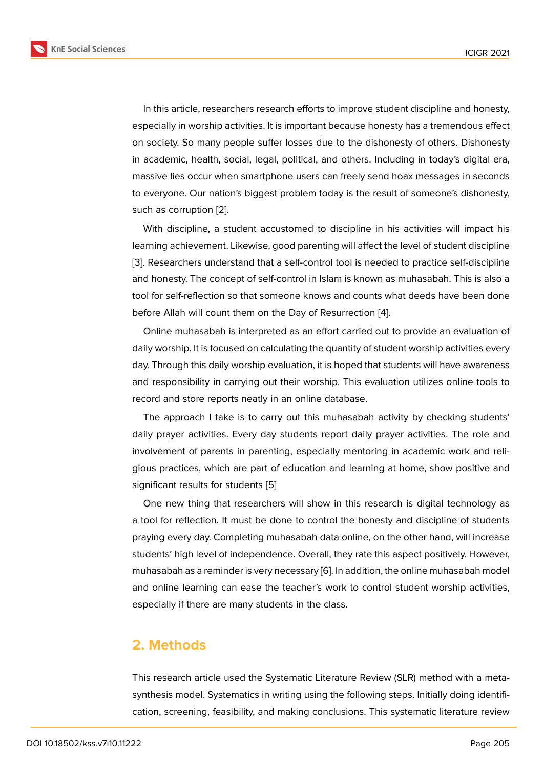In this article, researchers research efforts to improve student discipline and honesty, especially in worship activities. It is important because honesty has a tremendous effect on society. So many people suffer losses due to the dishonesty of others. Dishonesty in academic, health, social, legal, political, and others. Including in today's digital era, massive lies occur when smartphone users can freely send hoax messages in seconds to everyone. Our nation's biggest problem today is the result of someone's dishonesty, such as corruption [2].

With discipline, a student accustomed to discipline in his activities will impact his learning achievement. Likewise, good parenting will affect the level of student discipline [3]. Researchers understand that a self-control tool is needed to practice self-discipline and honesty. The concept of self-control in Islam is known as muhasabah. This is also a tool for self-reflection so that someone knows and counts what deeds have been done before Allah will count them on the Day of Resurrection [4].

Online muhasabah is interpreted as an effort carried out to provide an evaluation of daily worship. It is focused on calculating the quantity of student worship activities every day. Through this daily worship evaluation, it is hoped that students will have awareness and responsibility in carrying out their worship. This evaluation utilizes online tools to record and store reports neatly in an online database.

The approach I take is to carry out this muhasabah activity by checking students' daily prayer activities. Every day students report daily prayer activities. The role and involvement of parents in parenting, especially mentoring in academic work and religious practices, which are part of education and learning at home, show positive and significant results for students [5]

One new thing that researchers will show in this research is digital technology as a tool for reflection. It must be done to control the honesty and discipline of students praying every day. Completing muhasabah data online, on the other hand, will increase students' high level of independence. Overall, they rate this aspect positively. However, muhasabah as a reminder is very necessary [6]. In addition, the online muhasabah model and online learning can ease the teacher's work to control student worship activities, especially if there are many students in the class.

## 2. Methods

This research article used the Systematic Literature Review (SLR) method with a meta-synthesis model. Systematics in writing using the following steps. Initially doing identification, screening, feasibility, and making conclusions. This systematic literature review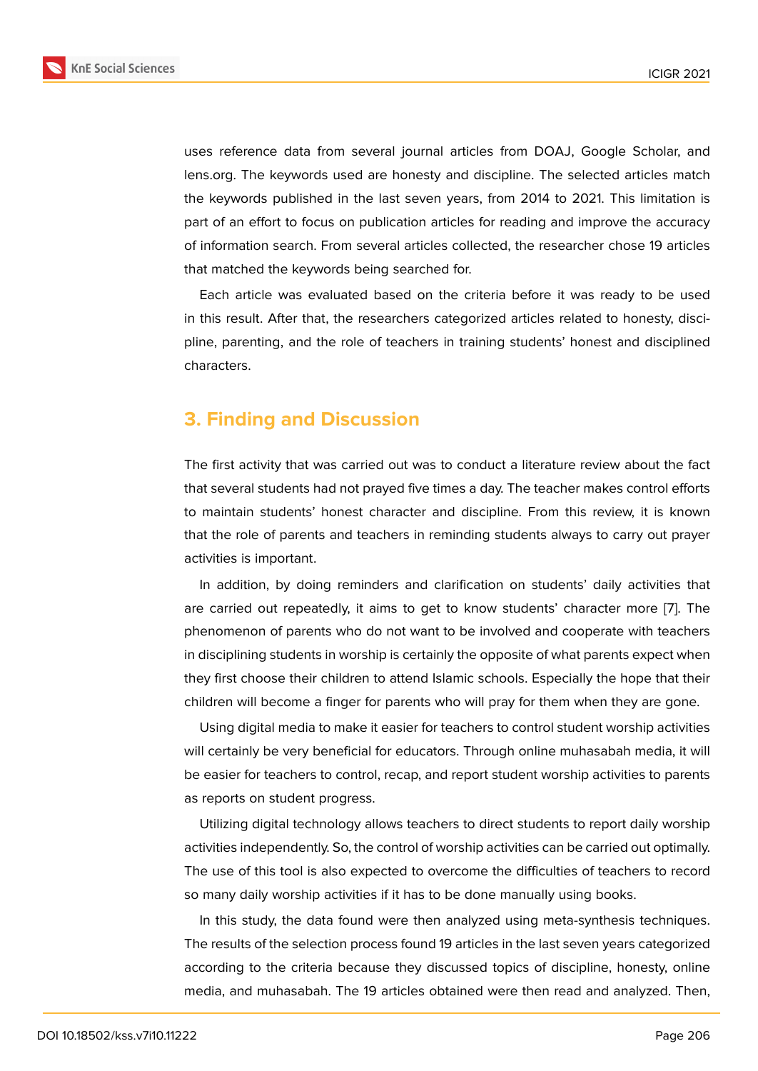uses reference data from several journal articles from DOAJ, Google Scholar, and lens.org. The keywords used are honesty and discipline. The selected articles match the keywords published in the last seven years, from 2014 to 2021. This limitation is part of an effort to focus on publication articles for reading and improve the accuracy of information search. From several articles collected, the researcher chose 19 articles that matched the keywords being searched for.

Each article was evaluated based on the criteria before it was ready to be used in this result. After that, the researchers categorized articles related to honesty, discipline, parenting, and the role of teachers in training students' honest and disciplined characters.

## 3. Finding and Discussion

The first activity that was carried out was to conduct a literature review about the fact that several students had not prayed five times a day. The teacher makes control efforts to maintain students' honest character and discipline. From this review, it is known that the role of parents and teachers in reminding students always to carry out prayer activities is important.

In addition, by doing reminders and clarification on students' daily activities that are carried out repeatedly, it aims to get to know students' character more [7]. The phenomenon of parents who do not want to be involved and cooperate with teachers in disciplining students in worship is certainly the opposite of what parents expect when they first choose their children to attend Islamic schools. Especially the hope that their children will become a finger for parents who will pray for them when they are gone.

Using digital media to make it easier for teachers to control student worship activities will certainly be very beneficial for educators. Through online muhasabah media, it will be easier for teachers to control, recap, and report student worship activities to parents as reports on student progress.

Utilizing digital technology allows teachers to direct students to report daily worship activities independently. So, the control of worship activities can be carried out optimally. The use of this tool is also expected to overcome the difficulties of teachers to record so many daily worship activities if it has to be done manually using books.

In this study, the data found were then analyzed using meta-synthesis techniques. The results of the selection process found 19 articles in the last seven years categorized according to the criteria because they discussed topics of discipline, honesty, online media, and muhasabah. The 19 articles obtained were then read and analyzed. Then,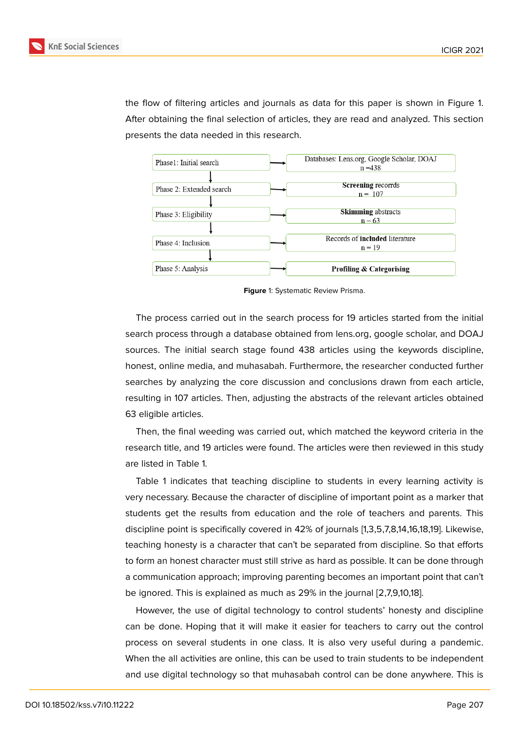the flow of filtering articles and journals as data for this paper is shown in Figure 1. After obtaining the final selection of articles, they are read and analyzed. This section presents the data needed in this research.

| Phase | | Result |
|---|---|---|
| Phase1: Initial search | → | Databases: Lens.org, Google Scholar, DOAJ n =438 |
| Phase 2: Extended search | → | **Screening** recorrds n = 107 |
| Phase 3: Eligibility | → | **Skimming** abstracts n = 63 |
| Phase 4: Inclusion | → | Records of **included** literature n = 19 |
| Phase 5: Analysis | → | **Profiling & Categorising** |

**Figure** 1: Systematic Review Prisma.

The process carried out in the search process for 19 articles started from the initial search process through a database obtained from lens.org, google scholar, and DOAJ sources. The initial search stage found 438 articles using the keywords discipline, honest, online media, and muhasabah. Furthermore, the researcher conducted further searches by analyzing the core discussion and conclusions drawn from each article, resulting in 107 articles. Then, adjusting the abstracts of the relevant articles obtained 63 eligible articles.

Then, the final weeding was carried out, which matched the keyword criteria in the research title, and 19 articles were found. The articles were then reviewed in this study are listed in Table 1.

Table 1 indicates that teaching discipline to students in every learning activity is very necessary. Because the character of discipline of important point as a marker that students get the results from education and the role of teachers and parents. This discipline point is specifically covered in 42% of journals [1,3,5,7,8,14,16,18,19]. Likewise, teaching honesty is a character that can't be separated from discipline. So that efforts to form an honest character must still strive as hard as possible. It can be done through a communication approach; improving parenting becomes an important point that can't be ignored. This is explained as much as 29% in the journal [2,7,9,10,18].

However, the use of digital technology to control students' honesty and discipline can be done. Hoping that it will make it easier for teachers to carry out the control process on several students in one class. It is also very useful during a pandemic. When the all activities are online, this can be used to train students to be independent and use digital technology so that muhasabah control can be done anywhere. This is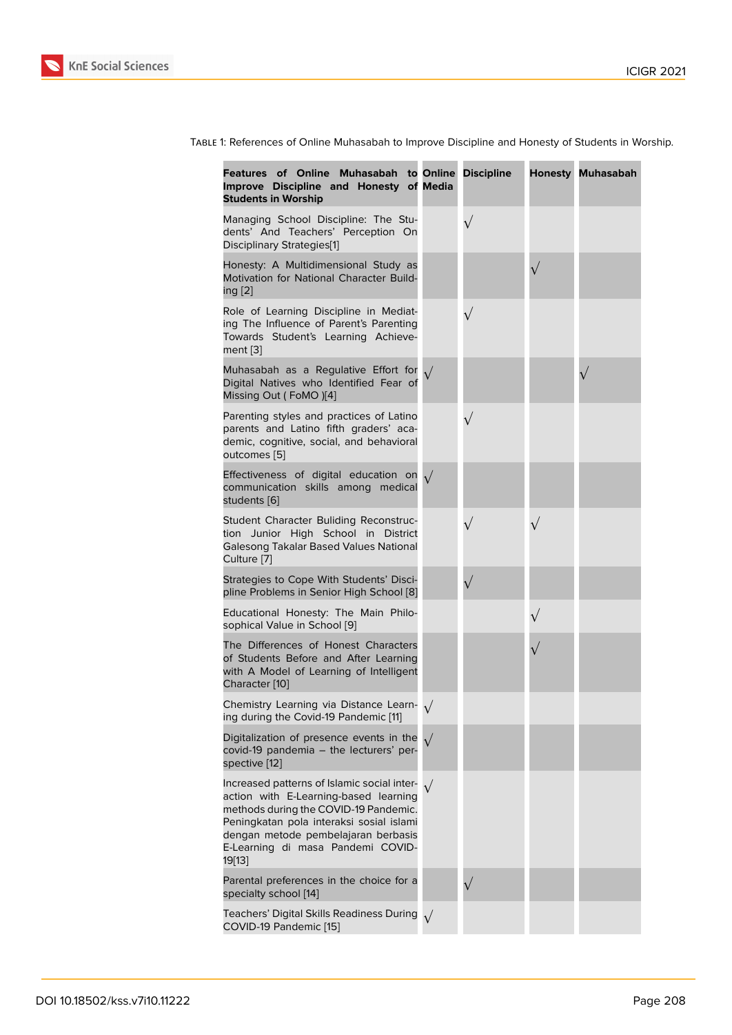Table 1: References of Online Muhasabah to Improve Discipline and Honesty of Students in Worship.

| Features of Online Muhasabah to Improve Discipline and Honesty of Students in Worship | Online Media | Discipline | Honesty | Muhasabah |
|---|---|---|---|---|
| Managing School Discipline: The Students' And Teachers' Perception On Disciplinary Strategies[1] | | √ | | |
| Honesty: A Multidimensional Study as Motivation for National Character Building [2] | | | √ | |
| Role of Learning Discipline in Mediating The Influence of Parent's Parenting Towards Student's Learning Achievement [3] | | √ | | |
| Muhasabah as a Regulative Effort for Digital Natives who Identified Fear of Missing Out ( FoMO )[4] | √ | | | √ |
| Parenting styles and practices of Latino parents and Latino fifth graders' academic, cognitive, social, and behavioral outcomes [5] | | √ | | |
| Effectiveness of digital education on communication skills among medical students [6] | √ | | | |
| Student Character Buliding Reconstruction Junior High School in District Galesong Takalar Based Values National Culture [7] | | √ | √ | |
| Strategies to Cope With Students' Discipline Problems in Senior High School [8] | | √ | | |
| Educational Honesty: The Main Philosophical Value in School [9] | | | √ | |
| The Differences of Honest Characters of Students Before and After Learning with A Model of Learning of Intelligent Character [10] | | | √ | |
| Chemistry Learning via Distance Learning during the Covid-19 Pandemic [11] | √ | | | |
| Digitalization of presence events in the covid-19 pandemic – the lecturers' perspective [12] | √ | | | |
| Increased patterns of Islamic social interaction with E-Learning-based learning methods during the COVID-19 Pandemic. Peningkatan pola interaksi sosial islami dengan metode pembelajaran berbasis E-Learning di masa Pandemi COVID-19[13] | √ | | | |
| Parental preferences in the choice for a specialty school [14] | | √ | | |
| Teachers' Digital Skills Readiness During COVID-19 Pandemic [15] | √ | | | |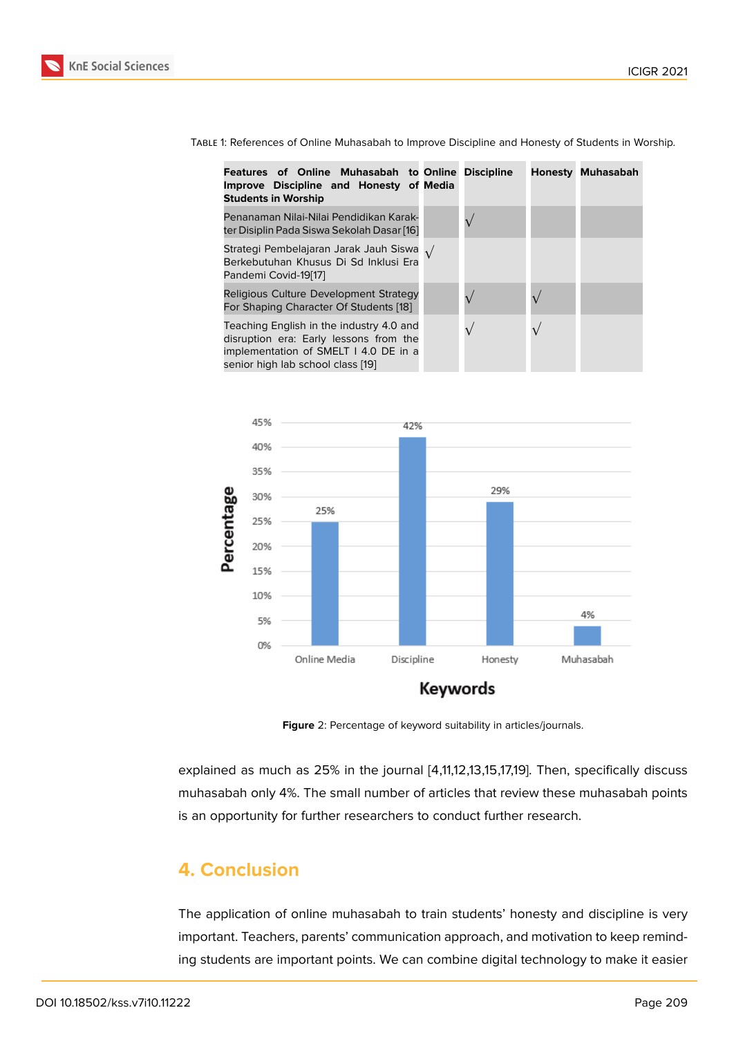Table 1: References of Online Muhasabah to Improve Discipline and Honesty of Students in Worship.

| Features of Online Muhasabah to Improve Discipline and Honesty of Students in Worship | Online Media | Discipline | Honesty | Muhasabah |
|---|---|---|---|---|
| Penanaman Nilai-Nilai Pendidikan Karakter Disiplin Pada Siswa Sekolah Dasar [16] | | √ | | |
| Strategi Pembelajaran Jarak Jauh Siswa Berkebutuhan Khusus Di Sd Inklusi Era Pandemi Covid-19[17] | √ | | | |
| Religious Culture Development Strategy For Shaping Character Of Students [18] | | √ | √ | |
| Teaching English in the industry 4.0 and disruption era: Early lessons from the implementation of SMELT I 4.0 DE in a senior high lab school class [19] | | √ | √ | |

**Figure** 2: Percentage of keyword suitability in articles/journals.

explained as much as 25% in the journal [4,11,12,13,15,17,19]. Then, specifically discuss muhasabah only 4%. The small number of articles that review these muhasabah points is an opportunity for further researchers to conduct further research.

## 4. Conclusion

The application of online muhasabah to train students' honesty and discipline is very important. Teachers, parents' communication approach, and motivation to keep reminding students are important points. We can combine digital technology to make it easier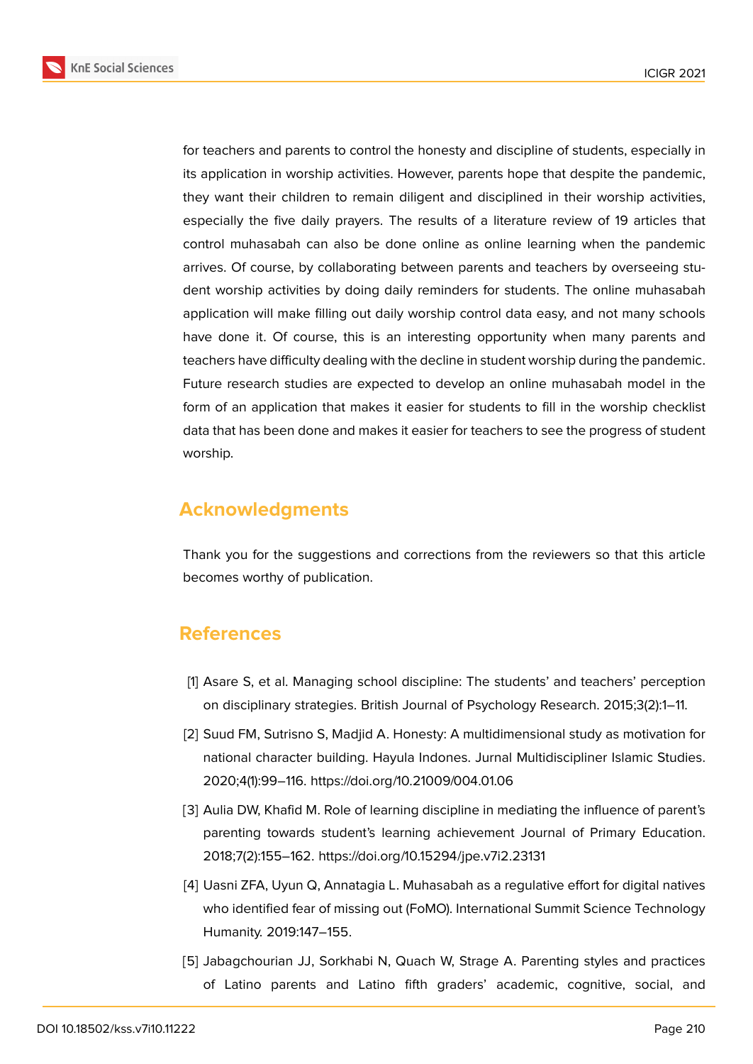for teachers and parents to control the honesty and discipline of students, especially in its application in worship activities. However, parents hope that despite the pandemic, they want their children to remain diligent and disciplined in their worship activities, especially the five daily prayers. The results of a literature review of 19 articles that control muhasabah can also be done online as online learning when the pandemic arrives. Of course, by collaborating between parents and teachers by overseeing student worship activities by doing daily reminders for students. The online muhasabah application will make filling out daily worship control data easy, and not many schools have done it. Of course, this is an interesting opportunity when many parents and teachers have difficulty dealing with the decline in student worship during the pandemic. Future research studies are expected to develop an online muhasabah model in the form of an application that makes it easier for students to fill in the worship checklist data that has been done and makes it easier for teachers to see the progress of student worship.

## Acknowledgments

Thank you for the suggestions and corrections from the reviewers so that this article becomes worthy of publication.

## References

[1] Asare S, et al. Managing school discipline: The students' and teachers' perception on disciplinary strategies. British Journal of Psychology Research. 2015;3(2):1–11.

[2] Suud FM, Sutrisno S, Madjid A. Honesty: A multidimensional study as motivation for national character building. Hayula Indones. Jurnal Multidiscipliner Islamic Studies. 2020;4(1):99–116. https://doi.org/10.21009/004.01.06

[3] Aulia DW, Khafid M. Role of learning discipline in mediating the influence of parent's parenting towards student's learning achievement Journal of Primary Education. 2018;7(2):155–162. https://doi.org/10.15294/jpe.v7i2.23131

[4] Uasni ZFA, Uyun Q, Annatagia L. Muhasabah as a regulative effort for digital natives who identified fear of missing out (FoMO). International Summit Science Technology Humanity. 2019:147–155.

[5] Jabagchourian JJ, Sorkhabi N, Quach W, Strage A. Parenting styles and practices of Latino parents and Latino fifth graders' academic, cognitive, social, and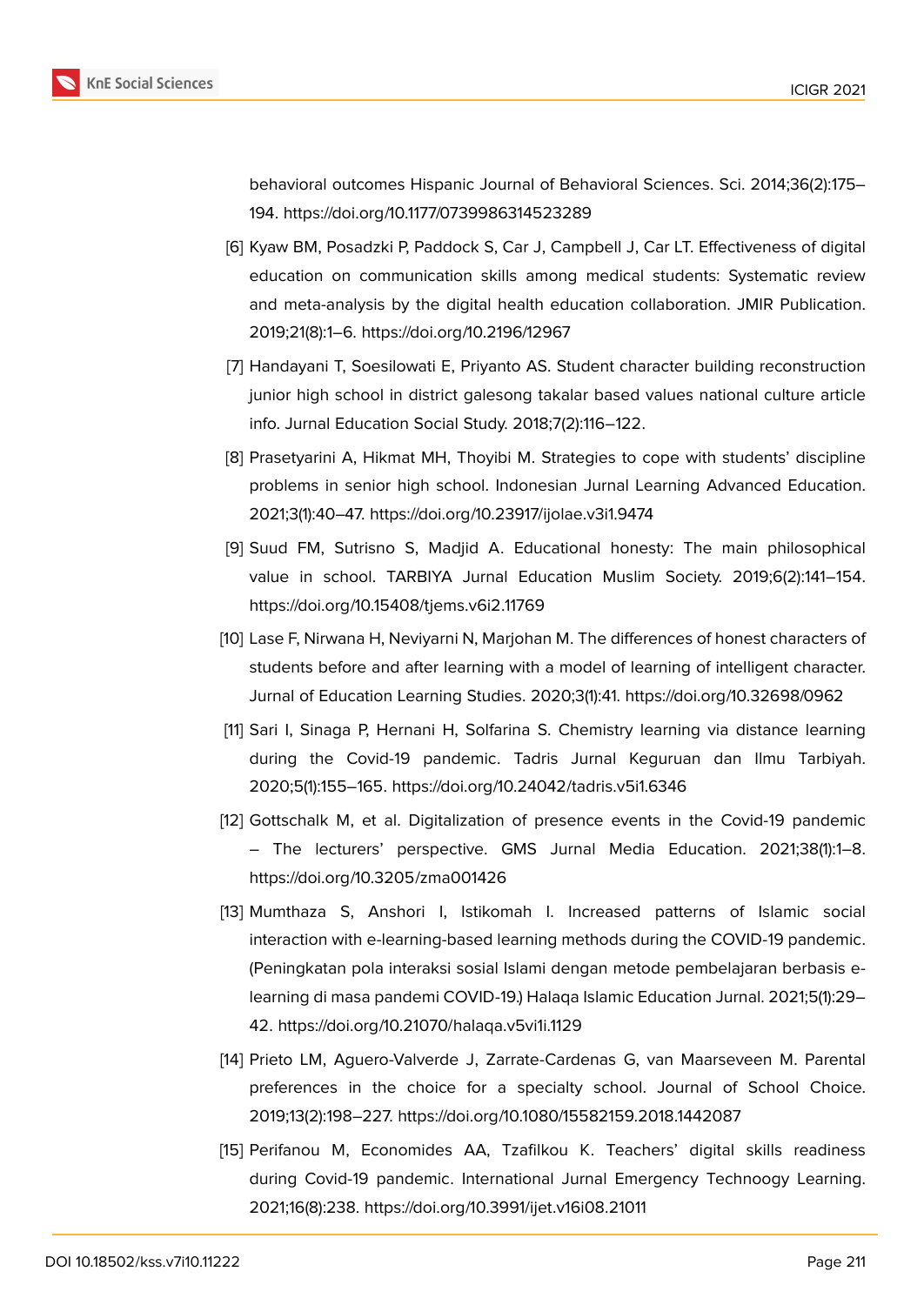behavioral outcomes Hispanic Journal of Behavioral Sciences. Sci. 2014;36(2):175–194. https://doi.org/10.1177/0739986314523289

[6] Kyaw BM, Posadzki P, Paddock S, Car J, Campbell J, Car LT. Effectiveness of digital education on communication skills among medical students: Systematic review and meta-analysis by the digital health education collaboration. JMIR Publication. 2019;21(8):1–6. https://doi.org/10.2196/12967

[7] Handayani T, Soesilowati E, Priyanto AS. Student character building reconstruction junior high school in district galesong takalar based values national culture article info. Jurnal Education Social Study. 2018;7(2):116–122.

[8] Prasetyarini A, Hikmat MH, Thoyibi M. Strategies to cope with students' discipline problems in senior high school. Indonesian Jurnal Learning Advanced Education. 2021;3(1):40–47. https://doi.org/10.23917/ijolae.v3i1.9474

[9] Suud FM, Sutrisno S, Madjid A. Educational honesty: The main philosophical value in school. TARBIYA Jurnal Education Muslim Society. 2019;6(2):141–154. https://doi.org/10.15408/tjems.v6i2.11769

[10] Lase F, Nirwana H, Neviyarni N, Marjohan M. The differences of honest characters of students before and after learning with a model of learning of intelligent character. Jurnal of Education Learning Studies. 2020;3(1):41. https://doi.org/10.32698/0962

[11] Sari I, Sinaga P, Hernani H, Solfarina S. Chemistry learning via distance learning during the Covid-19 pandemic. Tadris Jurnal Keguruan dan Ilmu Tarbiyah. 2020;5(1):155–165. https://doi.org/10.24042/tadris.v5i1.6346

[12] Gottschalk M, et al. Digitalization of presence events in the Covid-19 pandemic – The lecturers' perspective. GMS Jurnal Media Education. 2021;38(1):1–8. https://doi.org/10.3205/zma001426

[13] Mumthaza S, Anshori I, Istikomah I. Increased patterns of Islamic social interaction with e-learning-based learning methods during the COVID-19 pandemic. (Peningkatan pola interaksi sosial Islami dengan metode pembelajaran berbasis e-learning di masa pandemi COVID-19.) Halaqa Islamic Education Jurnal. 2021;5(1):29–42. https://doi.org/10.21070/halaqa.v5vi1i.1129

[14] Prieto LM, Aguero-Valverde J, Zarrate-Cardenas G, van Maarseveen M. Parental preferences in the choice for a specialty school. Journal of School Choice. 2019;13(2):198–227. https://doi.org/10.1080/15582159.2018.1442087

[15] Perifanou M, Economides AA, Tzafilkou K. Teachers' digital skills readiness during Covid-19 pandemic. International Jurnal Emergency Technoogy Learning. 2021;16(8):238. https://doi.org/10.3991/ijet.v16i08.21011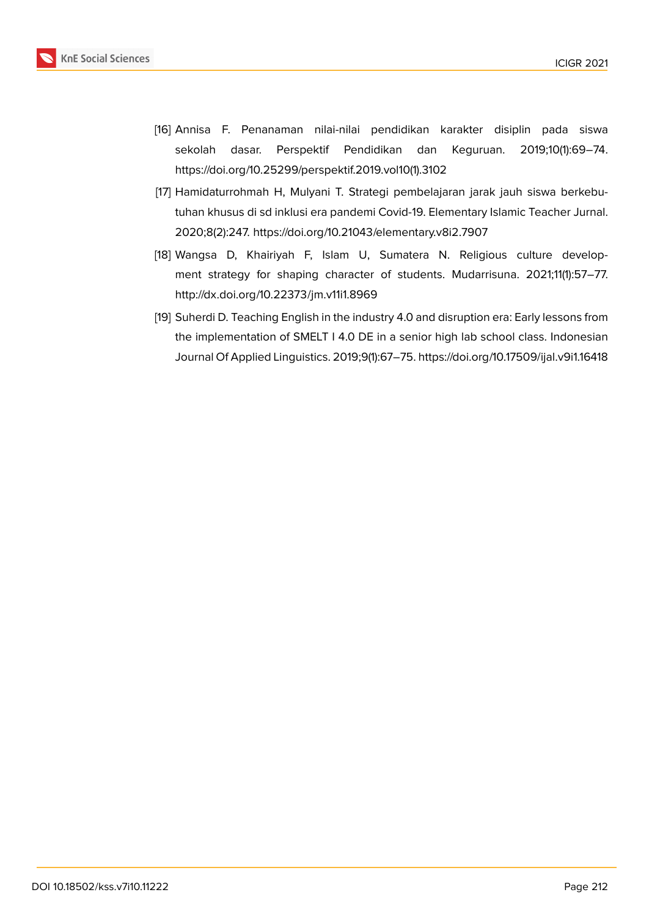[16] Annisa F. Penanaman nilai-nilai pendidikan karakter disiplin pada siswa sekolah dasar. Perspektif Pendidikan dan Keguruan. 2019;10(1):69–74. https://doi.org/10.25299/perspektif.2019.vol10(1).3102

[17] Hamidaturrohmah H, Mulyani T. Strategi pembelajaran jarak jauh siswa berkebutuhan khusus di sd inklusi era pandemi Covid-19. Elementary Islamic Teacher Jurnal. 2020;8(2):247. https://doi.org/10.21043/elementary.v8i2.7907

[18] Wangsa D, Khairiyah F, Islam U, Sumatera N. Religious culture development strategy for shaping character of students. Mudarrisuna. 2021;11(1):57–77. http://dx.doi.org/10.22373/jm.v11i1.8969

[19] Suherdi D. Teaching English in the industry 4.0 and disruption era: Early lessons from the implementation of SMELT I 4.0 DE in a senior high lab school class. Indonesian Journal Of Applied Linguistics. 2019;9(1):67–75. https://doi.org/10.17509/ijal.v9i1.16418